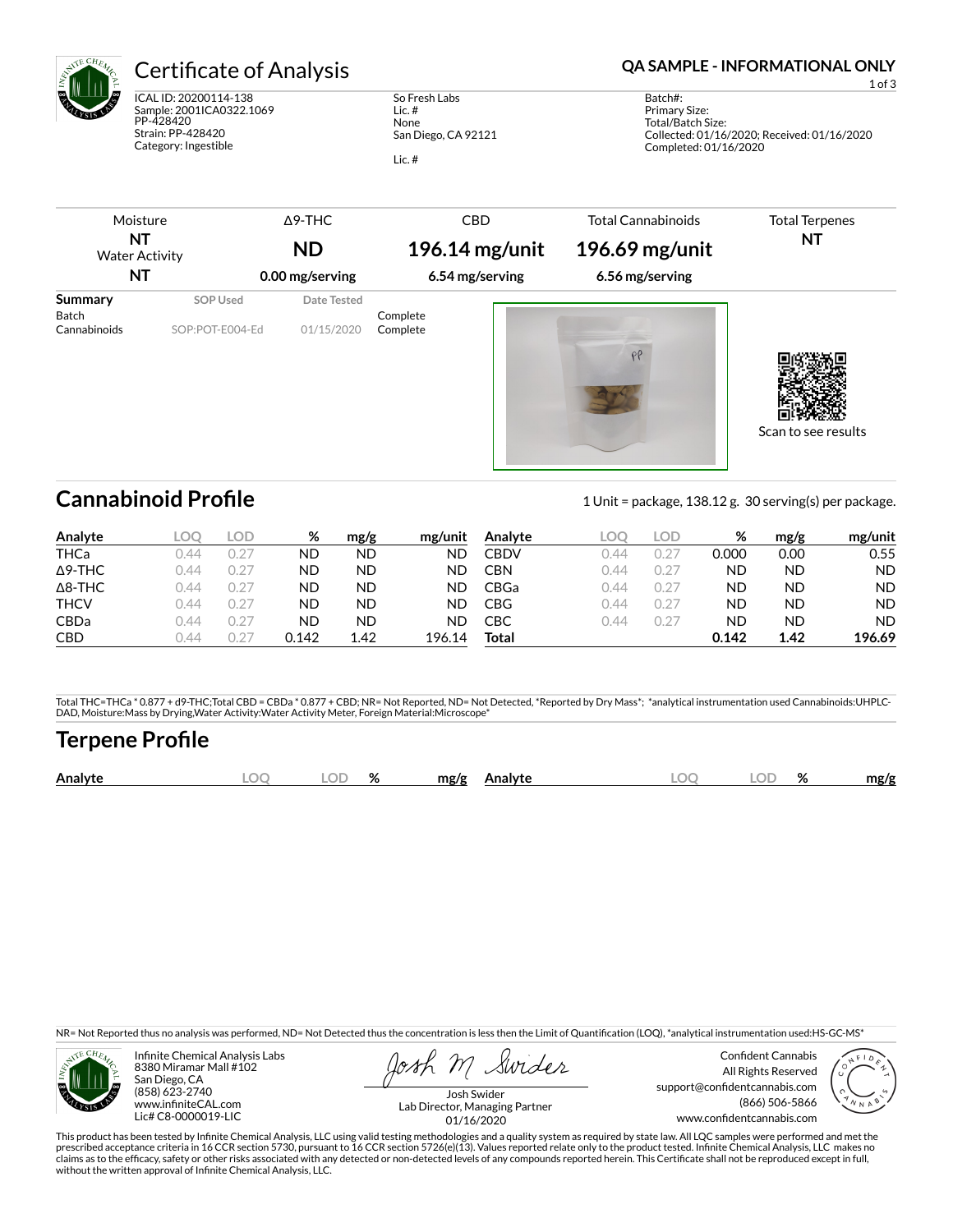# Certificate of Analysis

**QA SAMPLE - INFORMATIONAL ONLY**

ICAL ID: 20200114-138
Sample: 2001ICA0322.1069
PP-428420
Strain: PP-428420
Category: Ingestible

So Fresh Labs
Lic. #
None
San Diego, CA 92121

Lic. #

Batch#:
Primary Size:
Total/Batch Size:
Collected: 01/16/2020; Received: 01/16/2020
Completed: 01/16/2020

| Moisture | Δ9-THC | CBD | Total Cannabinoids | Total Terpenes |
|---|---|---|---|---|
| **NT** | **ND** | **196.14 mg/unit** | **196.69 mg/unit** | **NT** |
| Water Activity **NT** | **0.00 mg/serving** | **6.54 mg/serving** | **6.56 mg/serving** | |

| Summary | SOP Used | Date Tested | |
|---|---|---|---|
| Batch | | | Complete |
| Cannabinoids | SOP:POT-E004-Ed | 01/15/2020 | Complete |

Scan to see results

## Cannabinoid Profile

1 Unit = package, 138.12 g. 30 serving(s) per package.

| Analyte | LOQ | LOD | % | mg/g | mg/unit | Analyte | LOQ | LOD | % | mg/g | mg/unit |
|---|---|---|---|---|---|---|---|---|---|---|---|
| THCa | 0.44 | 0.27 | ND | ND | ND | CBDV | 0.44 | 0.27 | 0.000 | 0.00 | 0.55 |
| Δ9-THC | 0.44 | 0.27 | ND | ND | ND | CBN | 0.44 | 0.27 | ND | ND | ND |
| Δ8-THC | 0.44 | 0.27 | ND | ND | ND | CBGa | 0.44 | 0.27 | ND | ND | ND |
| THCV | 0.44 | 0.27 | ND | ND | ND | CBG | 0.44 | 0.27 | ND | ND | ND |
| CBDa | 0.44 | 0.27 | ND | ND | ND | CBC | 0.44 | 0.27 | ND | ND | ND |
| CBD | 0.44 | 0.27 | 0.142 | 1.42 | 196.14 | **Total** | | | **0.142** | **1.42** | **196.69** |

Total THC=THCa * 0.877 + d9-THC;Total CBD = CBDa * 0.877 + CBD; NR= Not Reported, ND= Not Detected, *Reported by Dry Mass*; *analytical instrumentation used Cannabinoids:UHPLC-DAD, Moisture:Mass by Drying,Water Activity:Water Activity Meter, Foreign Material:Microscope*

## Terpene Profile

| Analyte | LOQ | LOD | % | mg/g | Analyte | LOQ | LOD | % | mg/g |
|---|---|---|---|---|---|---|---|---|---|

NR= Not Reported thus no analysis was performed, ND= Not Detected thus the concentration is less then the Limit of Quantification (LOQ), *analytical instrumentation used:HS-GC-MS*

Infinite Chemical Analysis Labs
8380 Miramar Mall #102
San Diego, CA
(858) 623-2740
www.infiniteCAL.com
Lic# C8-0000019-LIC

Josh Swider
Lab Director, Managing Partner
01/16/2020

Confident Cannabis
All Rights Reserved
support@confidentcannabis.com
(866) 506-5866
www.confidentcannabis.com

This product has been tested by Infinite Chemical Analysis, LLC using valid testing methodologies and a quality system as required by state law. All LQC samples were performed and met the prescribed acceptance criteria in 16 CCR section 5730, pursuant to 16 CCR section 5726(e)(13). Values reported relate only to the product tested. Infinite Chemical Analysis, LLC makes no claims as to the efficacy, safety or other risks associated with any detected or non-detected levels of any compounds reported herein. This Certificate shall not be reproduced except in full, without the written approval of Infinite Chemical Analysis, LLC.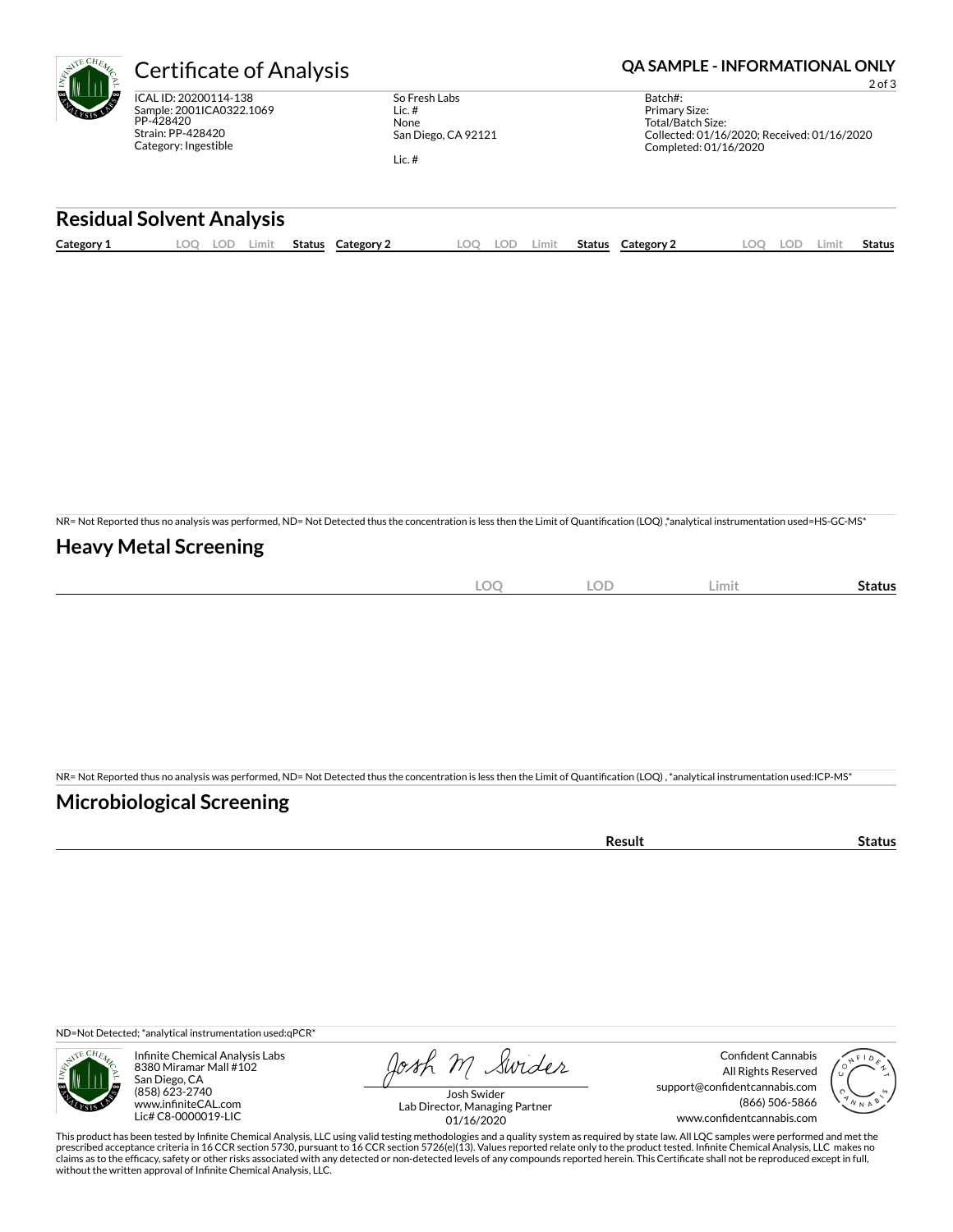# Certificate of Analysis

**QA SAMPLE - INFORMATIONAL ONLY**

ICAL ID: 20200114-138
Sample: 2001ICA0322.1069
PP-428420
Strain: PP-428420
Category: Ingestible

So Fresh Labs
Lic. #
None
San Diego, CA 92121

Lic. #

Batch#:
Primary Size:
Total/Batch Size:
Collected: 01/16/2020; Received: 01/16/2020
Completed: 01/16/2020

## Residual Solvent Analysis

| Category 1 | LOQ | LOD | Limit | Status | Category 2 | LOQ | LOD | Limit | Status | Category 2 | LOQ | LOD | Limit | Status |
|---|---|---|---|---|---|---|---|---|---|---|---|---|---|---|

NR= Not Reported thus no analysis was performed, ND= Not Detected thus the concentration is less then the Limit of Quantification (LOQ) ,*analytical instrumentation used=HS-GC-MS*

## Heavy Metal Screening

| | LOQ | LOD | Limit | Status |
|---|---|---|---|---|

NR= Not Reported thus no analysis was performed, ND= Not Detected thus the concentration is less then the Limit of Quantification (LOQ) , *analytical instrumentation used:ICP-MS*

## Microbiological Screening

| | Result | Status |
|---|---|---|

ND=Not Detected; *analytical instrumentation used:qPCR*

Infinite Chemical Analysis Labs
8380 Miramar Mall #102
San Diego, CA
(858) 623-2740
www.infiniteCAL.com
Lic# C8-0000019-LIC

Josh Swider
Lab Director, Managing Partner
01/16/2020

Confident Cannabis
All Rights Reserved
support@confidentcannabis.com
(866) 506-5866
www.confidentcannabis.com

This product has been tested by Infinite Chemical Analysis, LLC using valid testing methodologies and a quality system as required by state law. All LQC samples were performed and met the prescribed acceptance criteria in 16 CCR section 5730, pursuant to 16 CCR section 5726(e)(13). Values reported relate only to the product tested. Infinite Chemical Analysis, LLC makes no claims as to the efficacy, safety or other risks associated with any detected or non-detected levels of any compounds reported herein. This Certificate shall not be reproduced except in full, without the written approval of Infinite Chemical Analysis, LLC.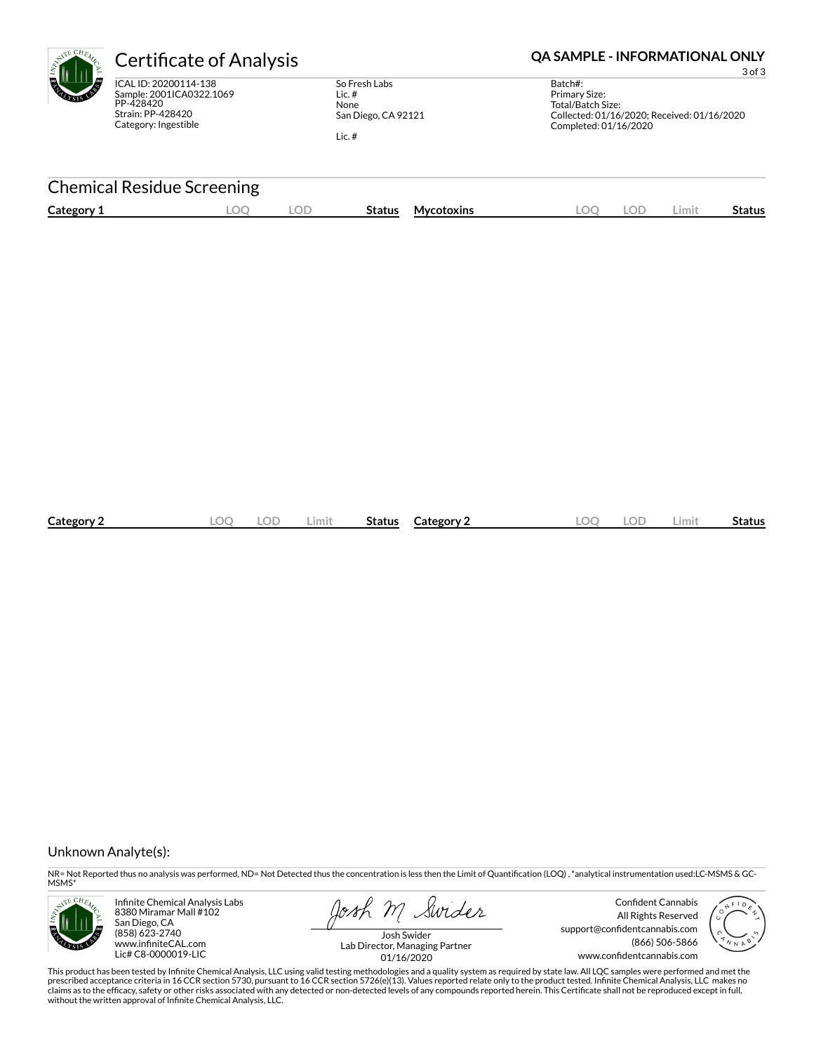# Certificate of Analysis

**QA SAMPLE - INFORMATIONAL ONLY**

ICAL ID: 20200114-138
Sample: 2001ICA0322.1069
PP-428420
Strain: PP-428420
Category: Ingestible

So Fresh Labs
Lic. #
None
San Diego, CA 92121

Lic. #

Batch#:
Primary Size:
Total/Batch Size:
Collected: 01/16/2020; Received: 01/16/2020
Completed: 01/16/2020

## Chemical Residue Screening

| Category 1 | LOQ | LOD | Status |
|---|---|---|---|

| Mycotoxins | LOQ | LOD | Limit | Status |
|---|---|---|---|---|

| Category 2 | LOQ | LOD | Limit | Status |
|---|---|---|---|---|

| Category 2 | LOQ | LOD | Limit | Status |
|---|---|---|---|---|

Unknown Analyte(s):

NR= Not Reported thus no analysis was performed, ND= Not Detected thus the concentration is less then the Limit of Quantification (LOQ) , *analytical instrumentation used:LC-MSMS & GC-MSMS*

Infinite Chemical Analysis Labs
8380 Miramar Mall #102
San Diego, CA
(858) 623-2740
www.infiniteCAL.com
Lic# C8-0000019-LIC

Josh Swider
Lab Director, Managing Partner
01/16/2020

Confident Cannabis
All Rights Reserved
support@confidentcannabis.com
(866) 506-5866
www.confidentcannabis.com

This product has been tested by Infinite Chemical Analysis, LLC using valid testing methodologies and a quality system as required by state law. All LQC samples were performed and met the prescribed acceptance criteria in 16 CCR section 5730, pursuant to 16 CCR section 5726(e)(13). Values reported relate only to the product tested. Infinite Chemical Analysis, LLC makes no claims as to the efficacy, safety or other risks associated with any detected or non-detected levels of any compounds reported herein. This Certificate shall not be reproduced except in full, without the written approval of Infinite Chemical Analysis, LLC.